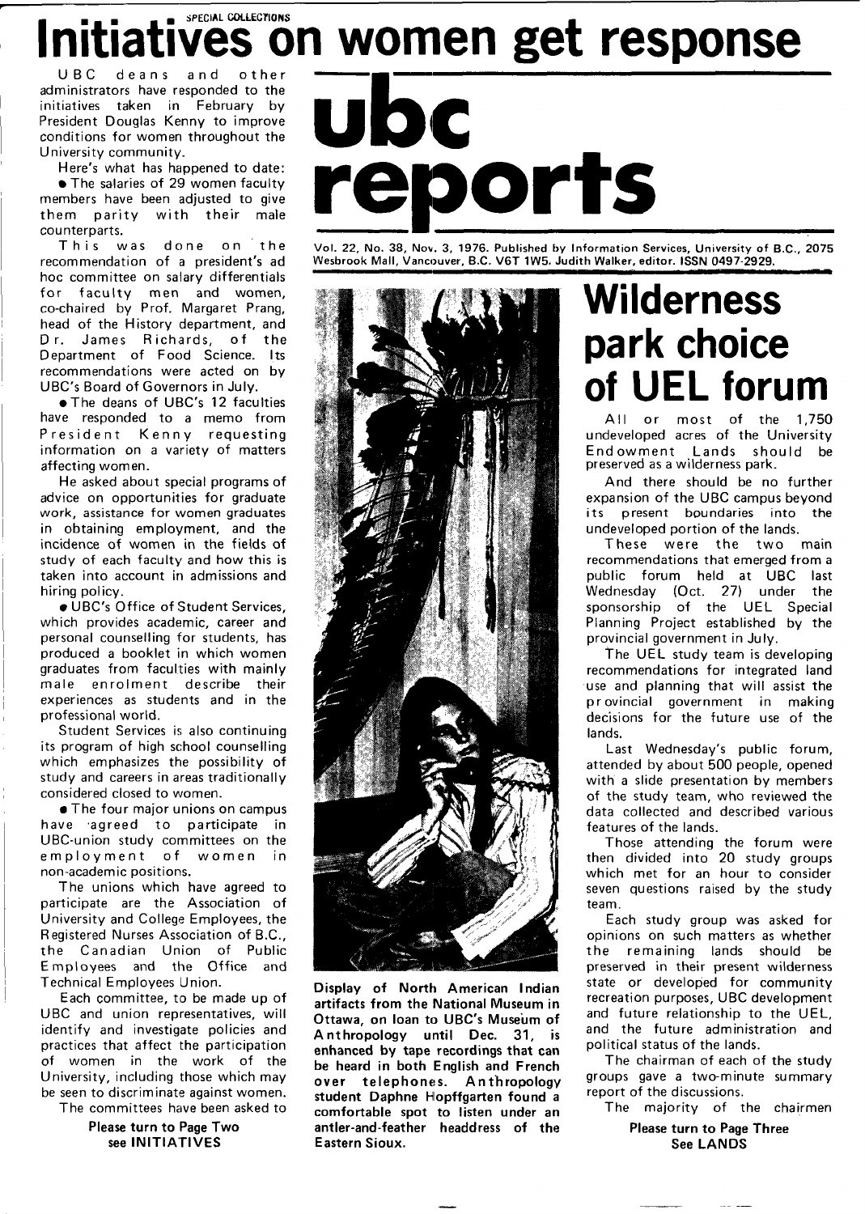SPECIAL COLLECTIONS

# ubc reports

Vol. 22, No. 38, Nov. 3, 1976. Published by Information Services, University of B.C., 2075 Wesbrook Mall, Vancouver, B.C. V6T 1W5. Judith Walker, editor. ISSN 0497-2929.

# Initiatives on women get response

UBC deans and other administrators have responded to the initiatives taken in February by President Douglas Kenny to improve conditions for women throughout the University community.

Here's what has happened to date:

- The salaries of 29 women faculty members have been adjusted to give them parity with their male counterparts.

This was done on the recommendation of a president's ad hoc committee on salary differentials for faculty men and women, co-chaired by Prof. Margaret Prang, head of the History department, and Dr. James Richards, of the Department of Food Science. Its recommendations were acted on by UBC's Board of Governors in July.

- The deans of UBC's 12 faculties have responded to a memo from President Kenny requesting information on a variety of matters affecting women.

He asked about special programs of advice on opportunities for graduate work, assistance for women graduates in obtaining employment, and the incidence of women in the fields of study of each faculty and how this is taken into account in admissions and hiring policy.

- UBC's Office of Student Services, which provides academic, career and personal counselling for students, has produced a booklet in which women graduates from faculties with mainly male enrolment describe their experiences as students and in the professional world.

Student Services is also continuing its program of high school counselling which emphasizes the possibility of study and careers in areas traditionally considered closed to women.

- The four major unions on campus have agreed to participate in UBC-union study committees on the employment of women in non-academic positions.

The unions which have agreed to participate are the Association of University and College Employees, the Registered Nurses Association of B.C., the Canadian Union of Public Employees and the Office and Technical Employees Union.

Each committee, to be made up of UBC and union representatives, will identify and investigate policies and practices that affect the participation of women in the work of the University, including those which may be seen to discriminate against women.

The committees have been asked to

**Please turn to Page Two**
**see INITIATIVES**

Display of North American Indian artifacts from the National Museum in Ottawa, on loan to UBC's Museum of Anthropology until Dec. 31, is enhanced by tape recordings that can be heard in both English and French over telephones. Anthropology student Daphne Hopffgarten found a comfortable spot to listen under an antler-and-feather headdress of the Eastern Sioux.

# Wilderness park choice of UEL forum

All or most of the 1,750 undeveloped acres of the University Endowment Lands should be preserved as a wilderness park.

And there should be no further expansion of the UBC campus beyond its present boundaries into the undeveloped portion of the lands.

These were the two main recommendations that emerged from a public forum held at UBC last Wednesday (Oct. 27) under the sponsorship of the UEL Special Planning Project established by the provincial government in July.

The UEL study team is developing recommendations for integrated land use and planning that will assist the provincial government in making decisions for the future use of the lands.

Last Wednesday's public forum, attended by about 500 people, opened with a slide presentation by members of the study team, who reviewed the data collected and described various features of the lands.

Those attending the forum were then divided into 20 study groups which met for an hour to consider seven questions raised by the study team.

Each study group was asked for opinions on such matters as whether the remaining lands should be preserved in their present wilderness state or developed for community recreation purposes, UBC development and future relationship to the UEL, and the future administration and political status of the lands.

The chairman of each of the study groups gave a two-minute summary report of the discussions.

The majority of the chairmen

**Please turn to Page Three**
**See LANDS**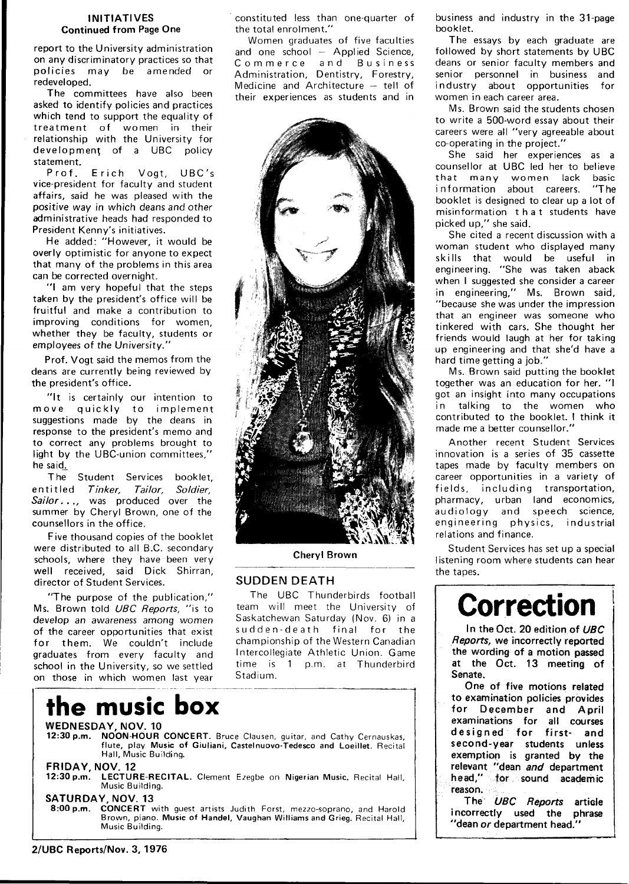## INITIATIVES
**Continued from Page One**

report to the University administration on any discriminatory practices so that policies may be amended or redeveloped.

The committees have also been asked to identify policies and practices which tend to support the equality of treatment of women in their relationship with the University for development of a UBC policy statement.

Prof. Erich Vogt, UBC's vice-president for faculty and student affairs, said he was pleased with the positive way in which deans and other administrative heads had responded to President Kenny's initiatives.

He added: "However, it would be overly optimistic for anyone to expect that many of the problems in this area can be corrected overnight.

"I am very hopeful that the steps taken by the president's office will be fruitful and make a contribution to improving conditions for women, whether they be faculty, students or employees of the University."

Prof. Vogt said the memos from the deans are currently being reviewed by the president's office.

"It is certainly our intention to move quickly to implement suggestions made by the deans in response to the president's memo and to correct any problems brought to light by the UBC-union committees," he said.

The Student Services booklet, entitled *Tinker, Tailor, Soldier, Sailor...*, was produced over the summer by Cheryl Brown, one of the counsellors in the office.

Five thousand copies of the booklet were distributed to all B.C. secondary schools, where they have been very well received, said Dick Shirran, director of Student Services.

"The purpose of the publication," Ms. Brown told *UBC Reports*, "is to develop an awareness among women of the career opportunities that exist for them. We couldn't include graduates from every faculty and school in the University, so we settled on those in which women last year constituted less than one-quarter of the total enrolment."

Women graduates of five faculties and one school — Applied Science, Commerce and Business Administration, Dentistry, Forestry, Medicine and Architecture — tell of their experiences as students and in business and industry in the 31-page booklet.

**Cheryl Brown**

The essays by each graduate are followed by short statements by UBC deans or senior faculty members and senior personnel in business and industry about opportunities for women in each career area.

Ms. Brown said the students chosen to write a 500-word essay about their careers were all "very agreeable about co-operating in the project."

She said her experiences as a counsellor at UBC led her to believe that many women lack basic information about careers. "The booklet is designed to clear up a lot of misinformation that students have picked up," she said.

She cited a recent discussion with a woman student who displayed many skills that would be useful in engineering. "She was taken aback when I suggested she consider a career in engineering," Ms. Brown said, "because she was under the impression that an engineer was someone who tinkered with cars. She thought her friends would laugh at her for taking up engineering and that she'd have a hard time getting a job."

Ms. Brown said putting the booklet together was an education for her. "I got an insight into many occupations in talking to the women who contributed to the booklet. I think it made me a better counsellor."

Another recent Student Services innovation is a series of 35 cassette tapes made by faculty members on career opportunities in a variety of fields, including transportation, pharmacy, urban land economics, audiology and speech science, engineering physics, industrial relations and finance.

Student Services has set up a special listening room where students can hear the tapes.

## SUDDEN DEATH

The UBC Thunderbirds football team will meet the University of Saskatchewan Saturday (Nov. 6) in a sudden-death final for the championship of the Western Canadian Intercollegiate Athletic Union. Game time is 1 p.m. at Thunderbird Stadium.

# Correction

**In the Oct. 20 edition of *UBC Reports*, we incorrectly reported the wording of a motion passed at the Oct. 13 meeting of Senate.**

**One of five motions related to examination policies provides for December and April examinations for all courses designed for first- and second-year students unless exemption is granted by the relevant "dean *and* department head," for sound academic reason.**

**The *UBC Reports* article incorrectly used the phrase "dean *or* department head."**

# the music box

**WEDNESDAY, NOV. 10**

**12:30 p.m.** **NOON-HOUR CONCERT.** Bruce Clausen, guitar, and Cathy Cernauskas, flute, play **Music of Giuliani, Castelnuovo-Tedesco and Loeillet.** Recital Hall, Music Building.

**FRIDAY, NOV. 12**

**12:30 p.m.** **LECTURE-RECITAL.** Clement Ezegbe on **Nigerian Music.** Recital Hall, Music Building.

**SATURDAY, NOV. 13**

**8:00 p.m.** **CONCERT** with guest artists Judith Forst, mezzo-soprano, and Harold Brown, piano. **Music of Handel, Vaughan Williams and Grieg.** Recital Hall, Music Building.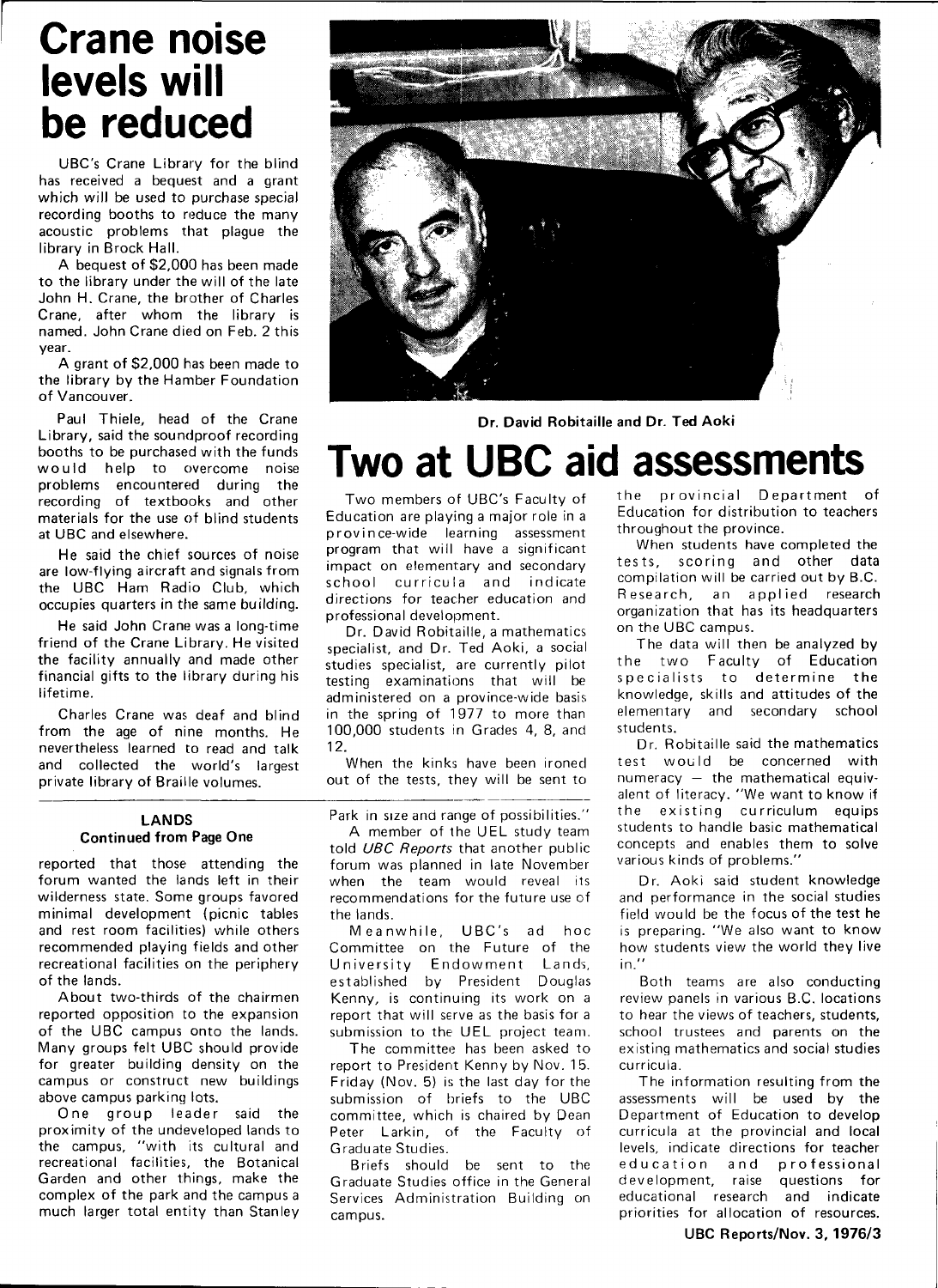# Crane noise levels will be reduced

UBC's Crane Library for the blind has received a bequest and a grant which will be used to purchase special recording booths to reduce the many acoustic problems that plague the library in Brock Hall.

A bequest of $2,000 has been made to the library under the will of the late John H. Crane, the brother of Charles Crane, after whom the library is named. John Crane died on Feb. 2 this year.

A grant of $2,000 has been made to the library by the Hamber Foundation of Vancouver.

Paul Thiele, head of the Crane Library, said the soundproof recording booths to be purchased with the funds would help to overcome noise problems encountered during the recording of textbooks and other materials for the use of blind students at UBC and elsewhere.

He said the chief sources of noise are low-flying aircraft and signals from the UBC Ham Radio Club, which occupies quarters in the same building.

He said John Crane was a long-time friend of the Crane Library. He visited the facility annually and made other financial gifts to the library during his lifetime.

Charles Crane was deaf and blind from the age of nine months. He nevertheless learned to read and talk and collected the world's largest private library of Braille volumes.

**Dr. David Robitaille and Dr. Ted Aoki**

# Two at UBC aid assessments

Two members of UBC's Faculty of Education are playing a major role in a province-wide learning assessment program that will have a significant impact on elementary and secondary school curricula and indicate directions for teacher education and professional development.

Dr. David Robitaille, a mathematics specialist, and Dr. Ted Aoki, a social studies specialist, are currently pilot testing examinations that will be administered on a province-wide basis in the spring of 1977 to more than 100,000 students in Grades 4, 8, and 12.

When the kinks have been ironed out of the tests, they will be sent to the provincial Department of Education for distribution to teachers throughout the province.

When students have completed the tests, scoring and other data compilation will be carried out by B.C. Research, an applied research organization that has its headquarters on the UBC campus.

The data will then be analyzed by the two Faculty of Education specialists to determine the knowledge, skills and attitudes of the elementary and secondary school students.

Dr. Robitaille said the mathematics test would be concerned with numeracy — the mathematical equivalent of literacy. "We want to know if the existing curriculum equips students to handle basic mathematical concepts and enables them to solve various kinds of problems."

Dr. Aoki said student knowledge and performance in the social studies field would be the focus of the test he is preparing. "We also want to know how students view the world they live in."

Both teams are also conducting review panels in various B.C. locations to hear the views of teachers, students, school trustees and parents on the existing mathematics and social studies curricula.

The information resulting from the assessments will be used by the Department of Education to develop curricula at the provincial and local levels, indicate directions for teacher education and professional development, raise questions for educational research and indicate priorities for allocation of resources.

## LANDS
**Continued from Page One**

reported that those attending the forum wanted the lands left in their wilderness state. Some groups favored minimal development (picnic tables and rest room facilities) while others recommended playing fields and other recreational facilities on the periphery of the lands.

About two-thirds of the chairmen reported opposition to the expansion of the UBC campus onto the lands. Many groups felt UBC should provide for greater building density on the campus or construct new buildings above campus parking lots.

One group leader said the proximity of the undeveloped lands to the campus, "with its cultural and recreational facilities, the Botanical Garden and other things, make the complex of the park and the campus a much larger total entity than Stanley Park in size and range of possibilities."

A member of the UEL study team told *UBC Reports* that another public forum was planned in late November when the team would reveal its recommendations for the future use of the lands.

Meanwhile, UBC's ad hoc Committee on the Future of the University Endowment Lands, established by President Douglas Kenny, is continuing its work on a report that will serve as the basis for a submission to the UEL project team.

The committee has been asked to report to President Kenny by Nov. 15. Friday (Nov. 5) is the last day for the submission of briefs to the UBC committee, which is chaired by Dean Peter Larkin, of the Faculty of Graduate Studies.

Briefs should be sent to the Graduate Studies office in the General Services Administration Building on campus.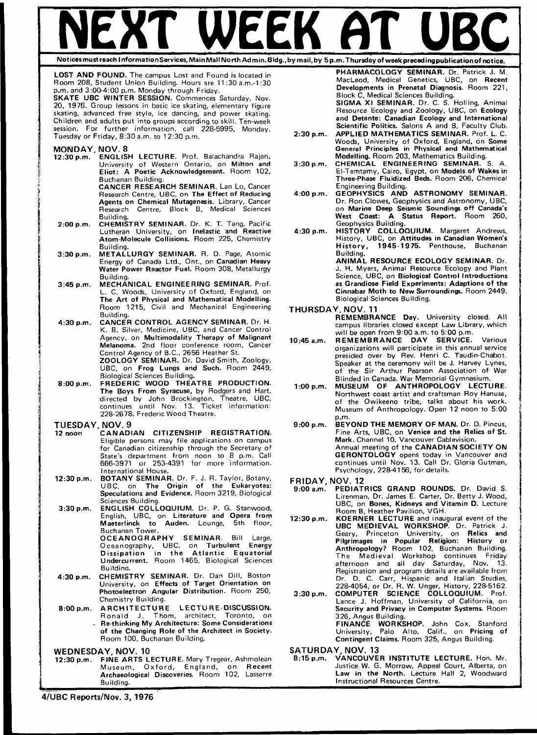# NEXT WEEK AT UBC

**Notices must reach Information Services, Main Mall North Admin. Bldg., by mail, by 5 p.m. Thursday of week preceding publication of notice.**

**LOST AND FOUND.** The campus Lost and Found is located in Room 208, Student Union Building. Hours are 11:30 a.m.-1:30 p.m. and 3:00-4:00 p.m. Monday through Friday.

**SKATE UBC WINTER SESSION.** Commences Saturday, Nov. 20, 1976. Group lessons in basic ice skating, elementary figure skating, advanced free style, ice dancing, and power skating. Children and adults put into groups according to skill. Ten-week session. For further information, call 228-5995, Monday, Tuesday or Friday, 8:30 a.m. to 12:30 p.m.

## MONDAY, NOV. 8

**12:30 p.m.** **ENGLISH LECTURE.** Prof. Balachandra Rajan, University of Western Ontario, on **Milton and Eliot: A Poetic Acknowledgement.** Room 102, Buchanan Building.

**CANCER RESEARCH SEMINAR.** Lan Lo, Cancer Research Centre, UBC, on **The Effect of Reducing Agents on Chemical Mutagenesis.** Library, Cancer Research Centre, Block B, Medical Sciences Building.

**2:00 p.m.** **CHEMISTRY SEMINAR.** Dr. K. T. Tang, Pacific Lutheran University, on **Inelastic and Reactive Atom-Molecule Collisions.** Room 225, Chemistry Building.

**3:30 p.m.** **METALLURGY SEMINAR.** R. D. Page, Atomic Energy of Canada Ltd., Ont., on **Canadian Heavy Water Power Reactor Fuel.** Room 308, Metallurgy Building.

**3:45 p.m.** **MECHANICAL ENGINEERING SEMINAR.** Prof. L. C. Woods, University of Oxford, England, on **The Art of Physical and Mathematical Modelling.** Room 1215, Civil and Mechanical Engineering Building.

**4:30 p.m.** **CANCER CONTROL AGENCY SEMINAR.** Dr. H. K. B. Silver, Medicine, UBC, and Cancer Control Agency, on **Multimodality Therapy of Malignant Melanoma.** 2nd floor conference room, Cancer Control Agency of B.C., 2656 Heather St.

**ZOOLOGY SEMINAR.** Dr. David Smith, Zoology, UBC, on **Frog Lungs and Such.** Room 2449, Biological Sciences Building.

**8:00 p.m.** **FREDERIC WOOD THEATRE PRODUCTION.** **The Boys From Syracuse,** by Rodgers and Hart, directed by John Brockington, Theatre, UBC, continues until Nov. 13. Ticket information: 228-2678. Frederic Wood Theatre.

## TUESDAY, NOV. 9

**12 noon** **CANADIAN CITIZENSHIP REGISTRATION.** Eligible persons may file applications on campus for Canadian citizenship through the Secretary of State's department from noon to 8 p.m. Call 666-3971 or 253-4391 for more information. International House.

**12:30 p.m.** **BOTANY SEMINAR.** Dr. F. J. R. Taylor, Botany, UBC, on **The Origin of the Eukaryotes: Speculations and Evidence.** Room 3219, Biological Sciences Building.

**3:30 p.m.** **ENGLISH COLLOQUIUM.** Dr. P. G. Stanwood, English, UBC, on **Literature and Opera from Maeterlinck to Auden.** Lounge, 5th floor, Buchanan Tower.

**OCEANOGRAPHY SEMINAR.** Bill Large, Oceanography, UBC, on **Turbulent Energy Dissipation in the Atlantic Equatorial Undercurrent.** Room 1465, Biological Sciences Building.

**4:30 p.m.** **CHEMISTRY SEMINAR.** Dr. Dan Dill, Boston University, on **Effects of Target Orientation on Photoelectron Angular Distribution.** Room 250, Chemistry Building.

**8:00 p.m.** **ARCHITECTURE LECTURE-DISCUSSION.** Ronald J. Thom, architect, Toronto, on **Re-thinking My Architecture: Some Considerations of the Changing Role of the Architect in Society.** Room 100, Buchanan Building.

## WEDNESDAY, NOV. 10

**12:30 p.m.** **FINE ARTS LECTURE.** Mary Tregear, Ashmolean Museum, Oxford, England, on **Recent Archaeological Discoveries.** Room 102, Lasserre Building.

**PHARMACOLOGY SEMINAR.** Dr. Patrick J. M. MacLeod, Medical Genetics, UBC, on **Recent Developments in Prenatal Diagnosis.** Room 221, Block C, Medical Sciences Building.

**SIGMA XI SEMINAR.** Dr. C. S. Holling, Animal Resource Ecology and Zoology, UBC, on **Ecology and Detente: Canadian Ecology and International Scientific Politics.** Salons A and B, Faculty Club.

**2:30 p.m.** **APPLIED MATHEMATICS SEMINAR.** Prof. L. C. Woods, University of Oxford, England, on **Some General Principles in Physical and Mathematical Modelling.** Room 203, Mathematics Building.

**3:30 p.m.** **CHEMICAL ENGINEERING SEMINAR.** S. A. El-Temtamy, Cairo, Egypt, on **Models of Wakes in Three-Phase Fluidized Beds.** Room 206, Chemical Engineering Building.

**4:00 p.m.** **GEOPHYSICS AND ASTRONOMY SEMINAR.** Dr. Ron Clowes, Geophysics and Astronomy, UBC, on **Marine Deep Seismic Soundings off Canada's West Coast: A Status Report.** Room 260, Geophysics Building.

**4:30 p.m.** **HISTORY COLLOQUIUM.** Margaret Andrews, History, UBC, on **Attitudes in Canadian Women's History, 1945-1975.** Penthouse, Buchanan Building.

**ANIMAL RESOURCE ECOLOGY SEMINAR.** Dr. J. H. Myers, Animal Resource Ecology and Plant Science, UBC, on **Biological Control Introductions as Grandiose Field Experiments: Adaptions of the Cinnabar Moth to New Surroundings.** Room 2449, Biological Sciences Building.

## THURSDAY, NOV. 11

**REMEMBRANCE Day.** University closed. All campus libraries closed except Law Library, which will be open from 9:00 a.m. to 5:00 p.m.

**10:45 a.m.** **REMEMBRANCE DAY SERVICE.** Various organizations will participate in this annual service presided over by Rev. Henri C. Taudin-Chabot. Speaker at the ceremony will be J. Harvey Lynes, of the Sir Arthur Pearson Association of War Blinded in Canada. War Memorial Gymnasium.

**1:00 p.m.** **MUSEUM OF ANTHROPOLOGY LECTURE.** Northwest coast artist and craftsman Roy Hanuse, of the Owikeeno tribe, talks about his work. Museum of Anthropology. Open 12 noon to 5:00 p.m.

**9:00 p.m.** **BEYOND THE MEMORY OF MAN.** Dr. D. Pincus, Fine Arts, UBC, on **Venice and the Relics of St. Mark.** Channel 10, Vancouver Cablevision.

Annual meeting of the **CANADIAN SOCIETY ON GERONTOLOGY** opens today in Vancouver and continues until Nov. 13. Call Dr. Gloria Gutman, Psychology, 228-4156, for details.

## FRIDAY, NOV. 12

**9:00 a.m.** **PEDIATRICS GRAND ROUNDS.** Dr. David S. Lirenman, Dr. James E. Carter, Dr. Betty J. Wood, UBC, on **Bones, Kidneys and Vitamin D.** Lecture Room B, Heather Pavilion, VGH.

**12:30 p.m.** **KOERNER LECTURE** and inaugural event of the **UBC MEDIEVAL WORKSHOP.** Dr. Patrick J. Geary, Princeton University, on **Relics and Pilgrimages in Popular Religion: History or Anthropology?** Room 102, Buchanan Building. The Medieval Workshop continues Friday afternoon and all day Saturday, Nov. 13. Registration and program details are available from Dr. D. C. Carr, Hispanic and Italian Studies, 228-4054, or Dr. R. W. Unger, History, 228-5162.

**3:30 p.m.** **COMPUTER SCIENCE COLLOQUIUM.** Prof. Lance J. Hoffman, University of California, on **Security and Privacy in Computer Systems.** Room 326, Angus Building.

**FINANCE WORKSHOP.** John Cox, Stanford University, Palo Alto, Calif., on **Pricing of Contingent Claims.** Room 325, Angus Building.

## SATURDAY, NOV. 13

**8:15 p.m.** **VANCOUVER INSTITUTE LECTURE.** Hon. Mr. Justice W. G. Morrow, Appeal Court, Alberta, on **Law in the North.** Lecture Hall 2, Woodward Instructional Resources Centre.